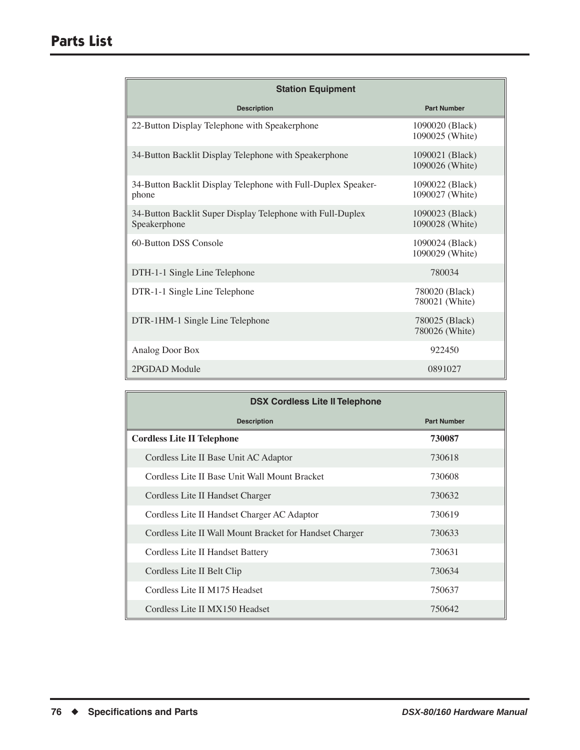# Parts List

| Station Equipment | |
|---|---|
| **Description** | **Part Number** |
| 22-Button Display Telephone with Speakerphone | 1090020 (Black)<br>1090025 (White) |
| 34-Button Backlit Display Telephone with Speakerphone | 1090021 (Black)<br>1090026 (White) |
| 34-Button Backlit Display Telephone with Full-Duplex Speaker-phone | 1090022 (Black)<br>1090027 (White) |
| 34-Button Backlit Super Display Telephone with Full-Duplex Speakerphone | 1090023 (Black)<br>1090028 (White) |
| 60-Button DSS Console | 1090024 (Black)<br>1090029 (White) |
| DTH-1-1 Single Line Telephone | 780034 |
| DTR-1-1 Single Line Telephone | 780020 (Black)<br>780021 (White) |
| DTR-1HM-1 Single Line Telephone | 780025 (Black)<br>780026 (White) |
| Analog Door Box | 922450 |
| 2PGDAD Module | 0891027 |

| DSX Cordless Lite II Telephone | |
|---|---|
| **Description** | **Part Number** |
| **Cordless Lite II Telephone** | **730087** |
| Cordless Lite II Base Unit AC Adaptor | 730618 |
| Cordless Lite II Base Unit Wall Mount Bracket | 730608 |
| Cordless Lite II Handset Charger | 730632 |
| Cordless Lite II Handset Charger AC Adaptor | 730619 |
| Cordless Lite II Wall Mount Bracket for Handset Charger | 730633 |
| Cordless Lite II Handset Battery | 730631 |
| Cordless Lite II Belt Clip | 730634 |
| Cordless Lite II M175 Headset | 750637 |
| Cordless Lite II MX150 Headset | 750642 |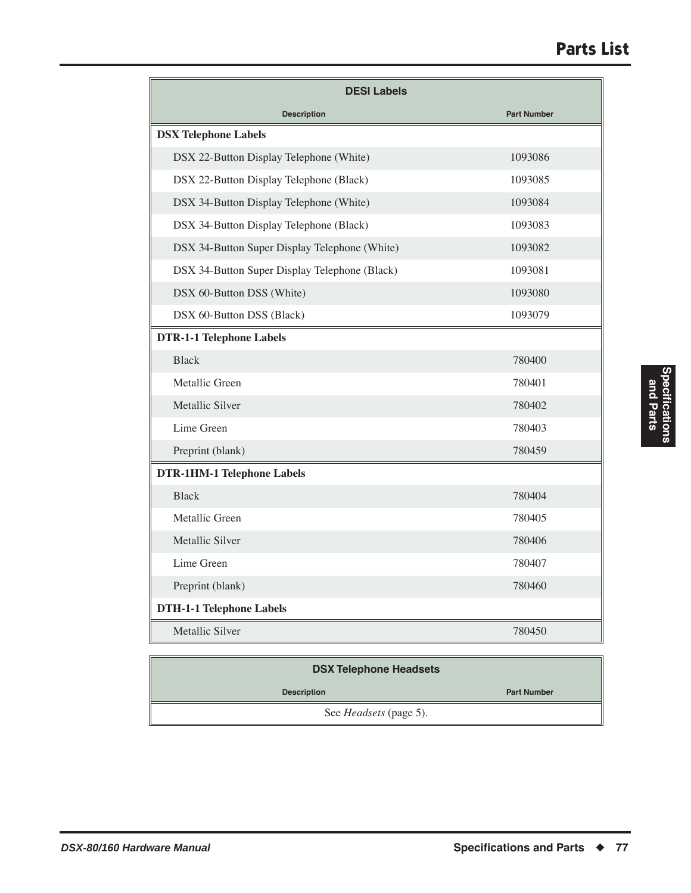# Parts List

| DESI Labels | |
|---|---|
| **Description** | **Part Number** |
| **DSX Telephone Labels** | |
| DSX 22-Button Display Telephone (White) | 1093086 |
| DSX 22-Button Display Telephone (Black) | 1093085 |
| DSX 34-Button Display Telephone (White) | 1093084 |
| DSX 34-Button Display Telephone (Black) | 1093083 |
| DSX 34-Button Super Display Telephone (White) | 1093082 |
| DSX 34-Button Super Display Telephone (Black) | 1093081 |
| DSX 60-Button DSS (White) | 1093080 |
| DSX 60-Button DSS (Black) | 1093079 |
| **DTR-1-1 Telephone Labels** | |
| Black | 780400 |
| Metallic Green | 780401 |
| Metallic Silver | 780402 |
| Lime Green | 780403 |
| Preprint (blank) | 780459 |
| **DTR-1HM-1 Telephone Labels** | |
| Black | 780404 |
| Metallic Green | 780405 |
| Metallic Silver | 780406 |
| Lime Green | 780407 |
| Preprint (blank) | 780460 |
| **DTH-1-1 Telephone Labels** | |
| Metallic Silver | 780450 |

| DSX Telephone Headsets | |
|---|---|
| **Description** | **Part Number** |
| See *Headsets* (page 5). | |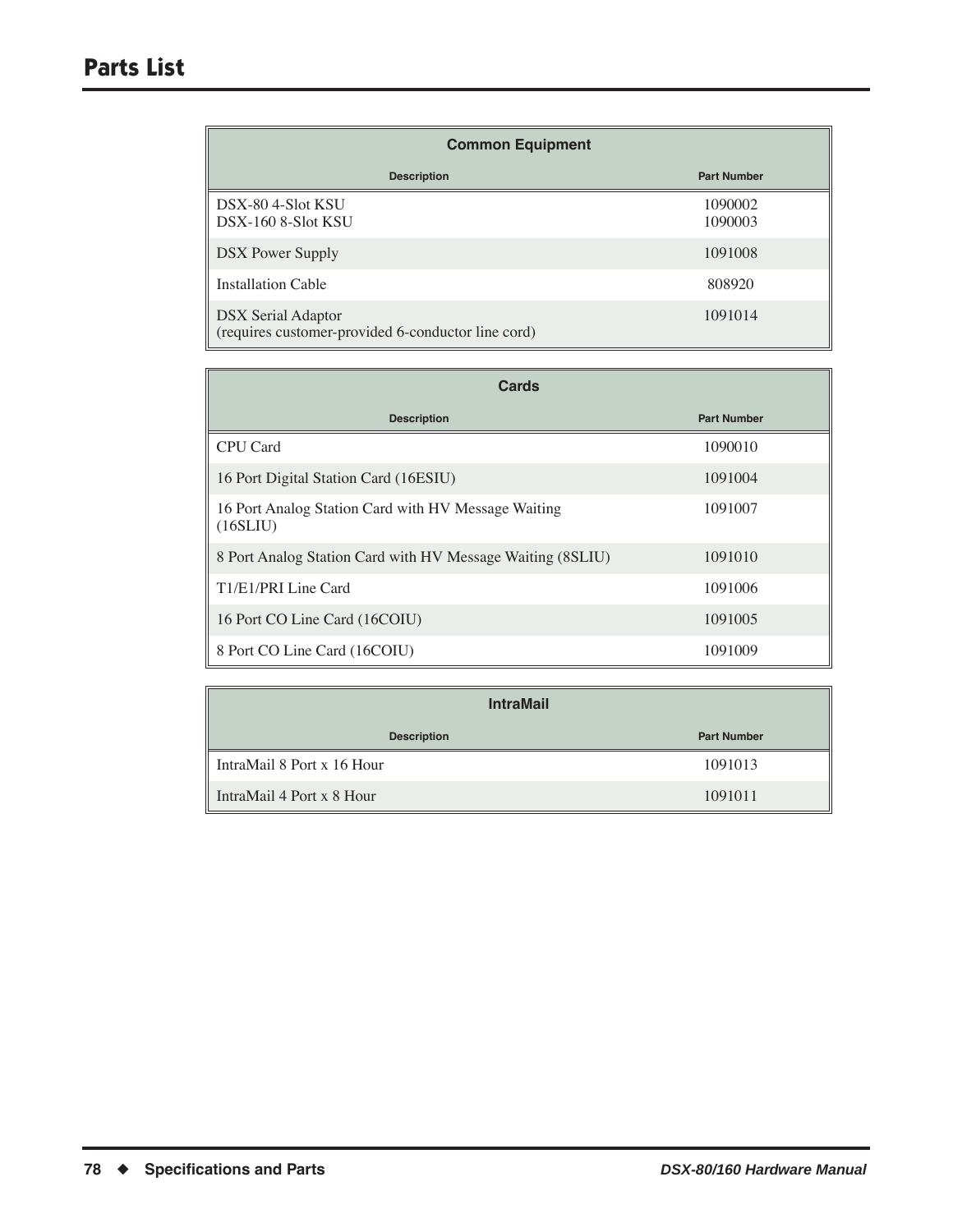# Parts List

| Common Equipment | |
|---|---|
| **Description** | **Part Number** |
| DSX-80 4-Slot KSU<br>DSX-160 8-Slot KSU | 1090002<br>1090003 |
| DSX Power Supply | 1091008 |
| Installation Cable | 808920 |
| DSX Serial Adaptor<br>(requires customer-provided 6-conductor line cord) | 1091014 |

| Cards | |
|---|---|
| **Description** | **Part Number** |
| CPU Card | 1090010 |
| 16 Port Digital Station Card (16ESIU) | 1091004 |
| 16 Port Analog Station Card with HV Message Waiting (16SLIU) | 1091007 |
| 8 Port Analog Station Card with HV Message Waiting (8SLIU) | 1091010 |
| T1/E1/PRI Line Card | 1091006 |
| 16 Port CO Line Card (16COIU) | 1091005 |
| 8 Port CO Line Card (16COIU) | 1091009 |

| IntraMail | |
|---|---|
| **Description** | **Part Number** |
| IntraMail 8 Port x 16 Hour | 1091013 |
| IntraMail 4 Port x 8 Hour | 1091011 |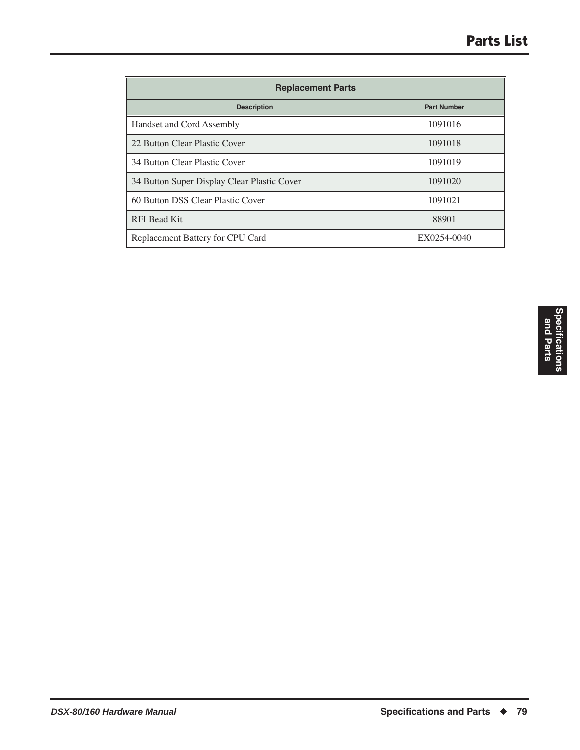# Parts List

| Replacement Parts | |
|---|---|
| **Description** | **Part Number** |
| Handset and Cord Assembly | 1091016 |
| 22 Button Clear Plastic Cover | 1091018 |
| 34 Button Clear Plastic Cover | 1091019 |
| 34 Button Super Display Clear Plastic Cover | 1091020 |
| 60 Button DSS Clear Plastic Cover | 1091021 |
| RFI Bead Kit | 88901 |
| Replacement Battery for CPU Card | EX0254-0040 |